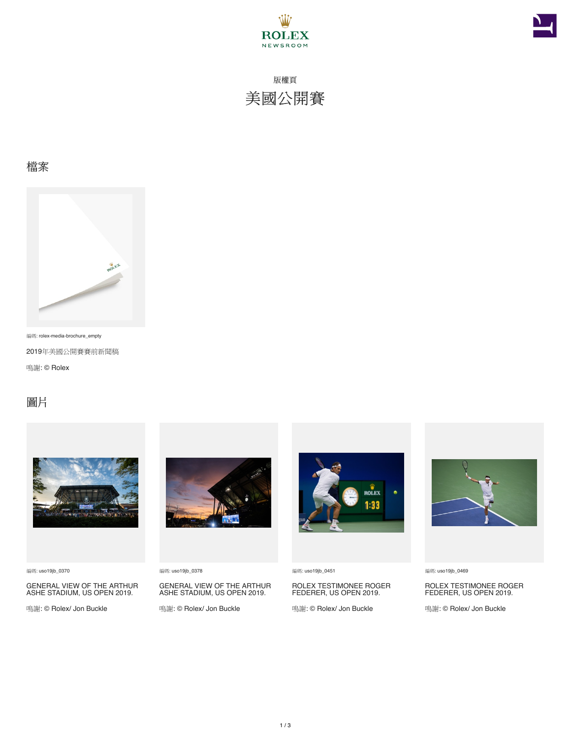ROLEX
NEWSROOM

版權頁

# 美國公開賽

## 檔案

編碼: rolex-media-brochure_empty

2019年美國公開賽賽前新聞稿

鳴謝: © Rolex

## 圖片

編碼: uso19jb_0370

GENERAL VIEW OF THE ARTHUR ASHE STADIUM, US OPEN 2019.

鳴謝: © Rolex/ Jon Buckle

編碼: uso19jb_0378

GENERAL VIEW OF THE ARTHUR ASHE STADIUM, US OPEN 2019.

鳴謝: © Rolex/ Jon Buckle

編碼: uso19jb_0451

ROLEX TESTIMONEE ROGER FEDERER, US OPEN 2019.

鳴謝: © Rolex/ Jon Buckle

編碼: uso19jb_0469

ROLEX TESTIMONEE ROGER FEDERER, US OPEN 2019.

鳴謝: © Rolex/ Jon Buckle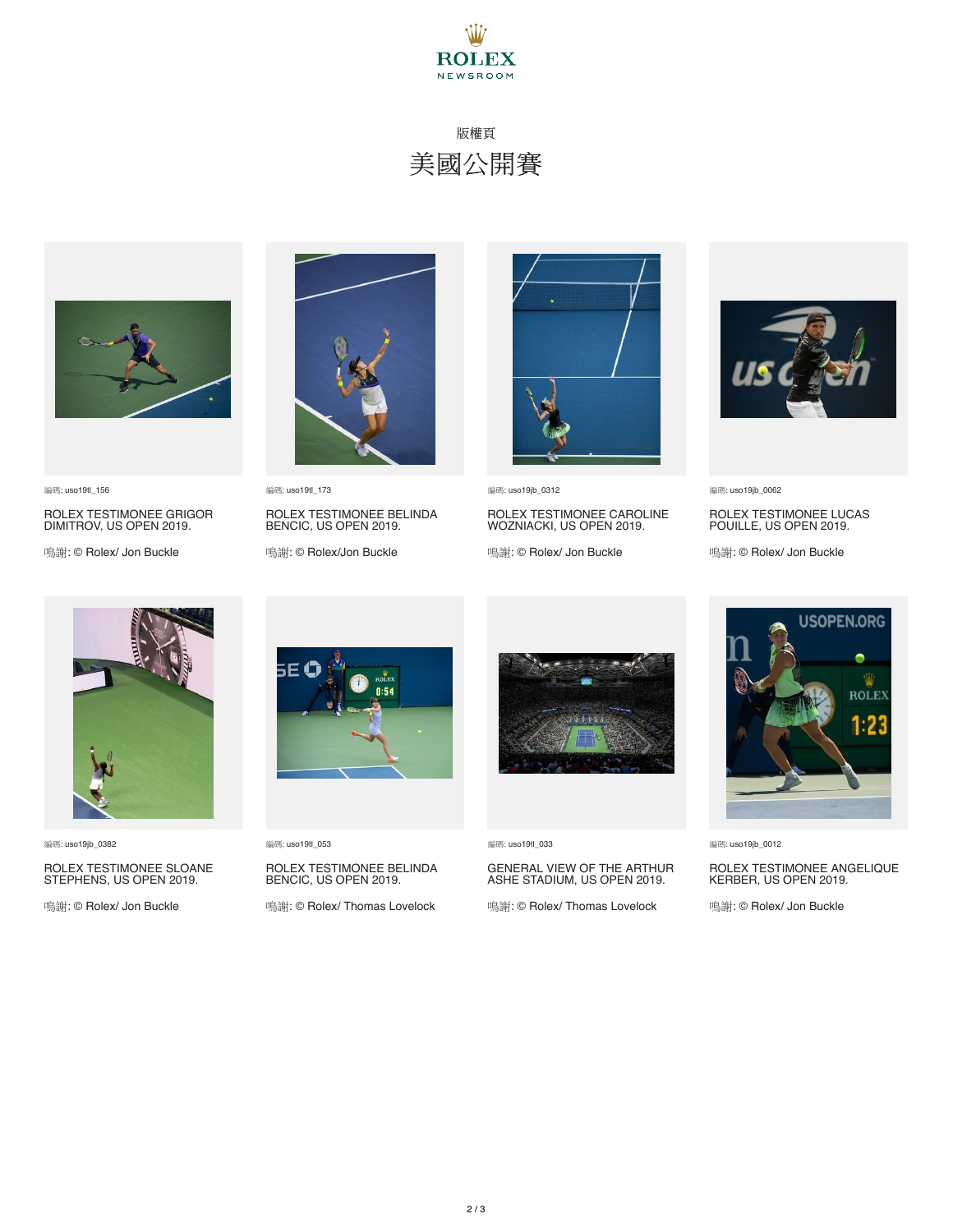ROLEX
NEWSROOM

版權頁

# 美國公開賽

編碼: uso19tl_156

ROLEX TESTIMONEE GRIGOR DIMITROV, US OPEN 2019.

鳴謝: © Rolex/ Jon Buckle

編碼: uso19tl_173

ROLEX TESTIMONEE BELINDA BENCIC, US OPEN 2019.

鳴謝: © Rolex/Jon Buckle

編碼: uso19jb_0312

ROLEX TESTIMONEE CAROLINE WOZNIACKI, US OPEN 2019.

鳴謝: © Rolex/ Jon Buckle

編碼: uso19jb_0062

ROLEX TESTIMONEE LUCAS POUILLE, US OPEN 2019.

鳴謝: © Rolex/ Jon Buckle

編碼: uso19jb_0382

ROLEX TESTIMONEE SLOANE STEPHENS, US OPEN 2019.

鳴謝: © Rolex/ Jon Buckle

編碼: uso19tl_053

ROLEX TESTIMONEE BELINDA BENCIC, US OPEN 2019.

鳴謝: © Rolex/ Thomas Lovelock

編碼: uso19tl_033

GENERAL VIEW OF THE ARTHUR ASHE STADIUM, US OPEN 2019.

鳴謝: © Rolex/ Thomas Lovelock

編碼: uso19jb_0012

ROLEX TESTIMONEE ANGELIQUE KERBER, US OPEN 2019.

鳴謝: © Rolex/ Jon Buckle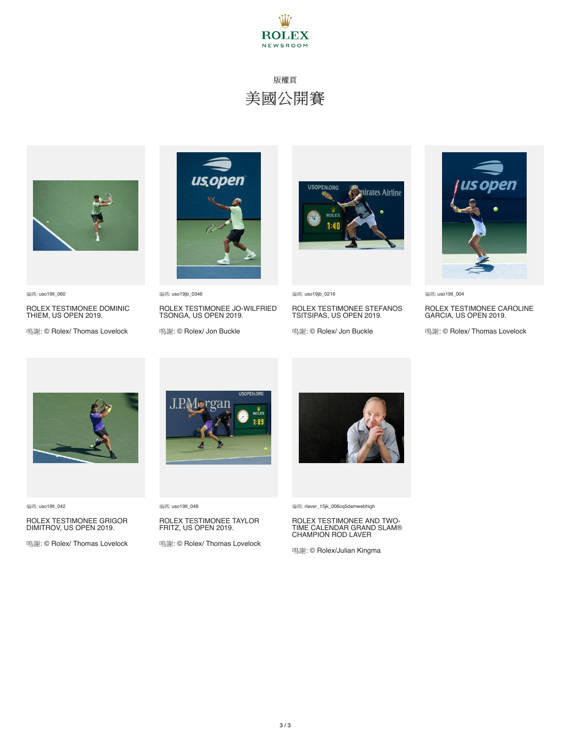ROLEX NEWSROOM

版權頁

# 美國公開賽

編碼: uso19tl_060

ROLEX TESTIMONEE DOMINIC THIEM, US OPEN 2019.

鳴謝: © Rolex/ Thomas Lovelock

編碼: uso19jb_0346

ROLEX TESTIMONEE JO-WILFRIED TSONGA, US OPEN 2019.

鳴謝: © Rolex/ Jon Buckle

編碼: uso19jb_0216

ROLEX TESTIMONEE STEFANOS TSITSIPAS, US OPEN 2019.

鳴謝: © Rolex/ Jon Buckle

編碼: uso19tl_004

ROLEX TESTIMONEE CAROLINE GARCIA, US OPEN 2019.

鳴謝: © Rolex/ Thomas Lovelock

編碼: uso19tl_042

ROLEX TESTIMONEE GRIGOR DIMITROV, US OPEN 2019.

鳴謝: © Rolex/ Thomas Lovelock

編碼: uso19tl_048

ROLEX TESTIMONEE TAYLOR FRITZ, US OPEN 2019.

鳴謝: © Rolex/ Thomas Lovelock

編碼: rlaver_15jk_006cq5damwebhigh

ROLEX TESTIMONEE AND TWO-TIME CALENDAR GRAND SLAM® CHAMPION ROD LAVER

鳴謝: © Rolex/Julian Kingma